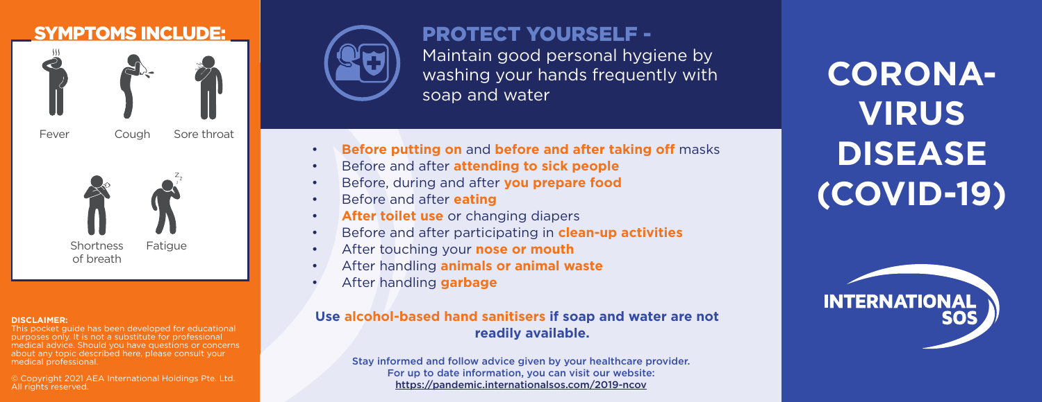## SYMPTOMS INCLUDE:

- Fever
- Cough
- Sore throat
- Shortness of breath
- Fatigue

**DISCLAIMER:**
This pocket guide has been developed for educational purposes only. It is not a substitute for professional medical advice. Should you have questions or concerns about any topic described here, please consult your medical professional.

© Copyright 2021 AEA International Holdings Pte. Ltd. All rights reserved.

## PROTECT YOURSELF -

Maintain good personal hygiene by washing your hands frequently with soap and water

- **Before putting on** and **before and after taking off** masks
- Before and after **attending to sick people**
- Before, during and after **you prepare food**
- Before and after **eating**
- **After toilet use** or changing diapers
- Before and after participating in **clean-up activities**
- After touching your **nose or mouth**
- After handling **animals or animal waste**
- After handling **garbage**

**Use alcohol-based hand sanitisers if soap and water are not readily available.**

Stay informed and follow advice given by your healthcare provider.
For up to date information, you can visit our website:
https://pandemic.internationalsos.com/2019-ncov

# CORONA-VIRUS DISEASE (COVID-19)

INTERNATIONAL SOS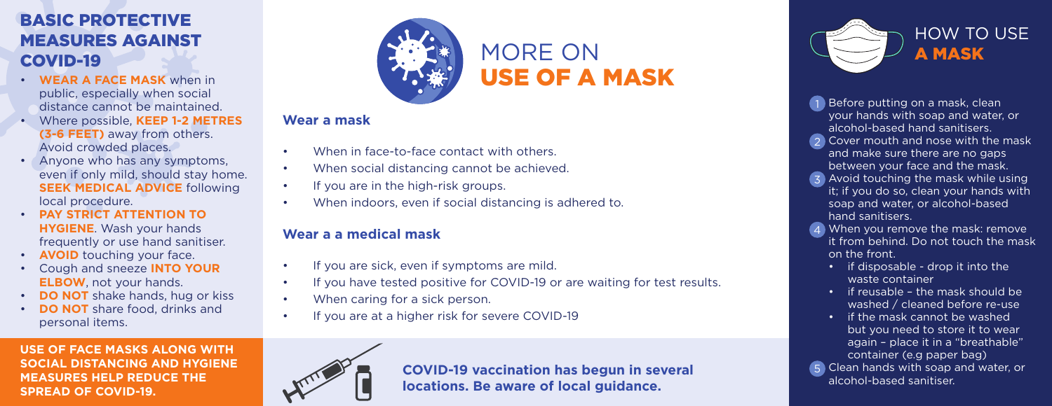# BASIC PROTECTIVE MEASURES AGAINST COVID-19

- **WEAR A FACE MASK** when in public, especially when social distance cannot be maintained.
- Where possible, **KEEP 1-2 METRES (3-6 FEET)** away from others. Avoid crowded places.
- Anyone who has any symptoms, even if only mild, should stay home. **SEEK MEDICAL ADVICE** following local procedure.
- **PAY STRICT ATTENTION TO HYGIENE**. Wash your hands frequently or use hand sanitiser.
- **AVOID** touching your face.
- Cough and sneeze **INTO YOUR ELBOW**, not your hands.
- **DO NOT** shake hands, hug or kiss
- **DO NOT** share food, drinks and personal items.

**USE OF FACE MASKS ALONG WITH SOCIAL DISTANCING AND HYGIENE MEASURES HELP REDUCE THE SPREAD OF COVID-19.**

# MORE ON USE OF A MASK

### Wear a mask

- When in face-to-face contact with others.
- When social distancing cannot be achieved.
- If you are in the high-risk groups.
- When indoors, even if social distancing is adhered to.

### Wear a a medical mask

- If you are sick, even if symptoms are mild.
- If you have tested positive for COVID-19 or are waiting for test results.
- When caring for a sick person.
- If you are at a higher risk for severe COVID-19

**COVID-19 vaccination has begun in several locations. Be aware of local guidance.**

# HOW TO USE A MASK

1. Before putting on a mask, clean your hands with soap and water, or alcohol-based hand sanitisers.
2. Cover mouth and nose with the mask and make sure there are no gaps between your face and the mask.
3. Avoid touching the mask while using it; if you do so, clean your hands with soap and water, or alcohol-based hand sanitisers.
4. When you remove the mask: remove it from behind. Do not touch the mask on the front.
   - if disposable - drop it into the waste container
   - if reusable – the mask should be washed / cleaned before re-use
   - if the mask cannot be washed but you need to store it to wear again – place it in a "breathable" container (e.g paper bag)
5. Clean hands with soap and water, or alcohol-based sanitiser.